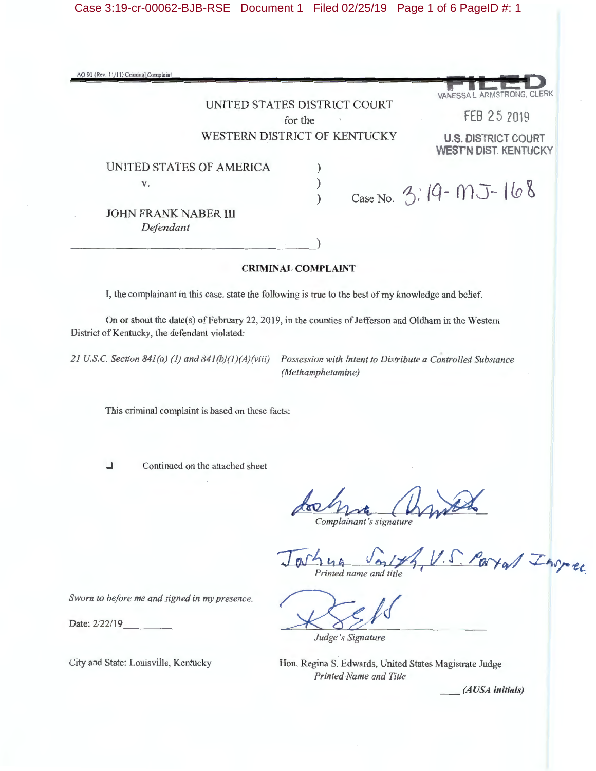AO 91 (Rev. 11/11) Criminal Complaint

**FILED**
VANESSA L. ARMSTRONG, CLERK

FEB 25 2019

U.S. DISTRICT COURT
WEST'N DIST. KENTUCKY

UNITED STATES DISTRICT COURT
for the
WESTERN DISTRICT OF KENTUCKY

UNITED STATES OF AMERICA
v.
JOHN FRANK NABER III
*Defendant*

Case No. 3:19-MJ-168

**CRIMINAL COMPLAINT**

I, the complainant in this case, state the following is true to the best of my knowledge and belief.

On or about the date(s) of February 22, 2019, in the counties of Jefferson and Oldham in the Western District of Kentucky, the defendant violated:

*21 U.S.C. Section 841(a) (1) and 841(b)(1)(A)(viii)* — *Possession with Intent to Distribute a Controlled Substance (Methamphetamine)*

This criminal complaint is based on these facts:

☐ Continued on the attached sheet

[signature]
*Complainant's signature*

Joshua Smith, U.S. Postal Inspector
*Printed name and title*

*Sworn to before me and signed in my presence.*

Date: 2/22/19

[signature]
*Judge's Signature*

City and State: Louisville, Kentucky

Hon. Regina S. Edwards, United States Magistrate Judge
*Printed Name and Title*

____ *(AUSA initials)*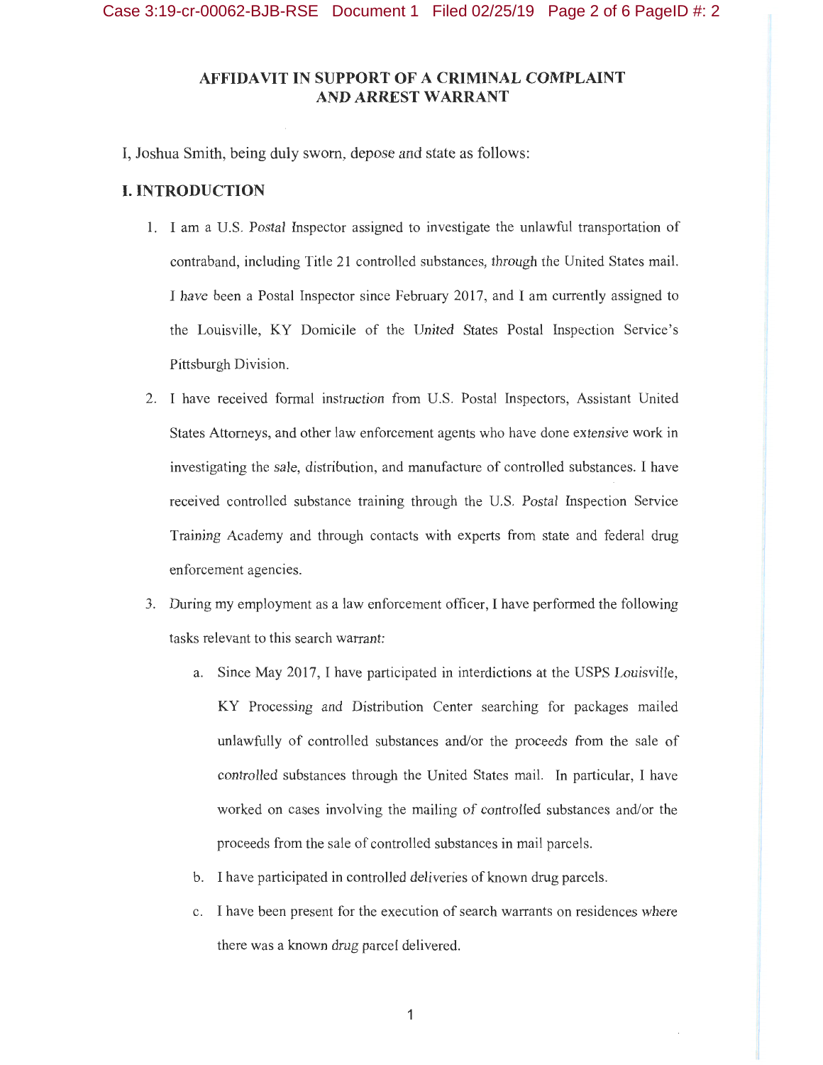## AFFIDAVIT IN SUPPORT OF A CRIMINAL COMPLAINT AND ARREST WARRANT

I, Joshua Smith, being duly sworn, depose and state as follows:

### I. INTRODUCTION

1. I am a U.S. Postal Inspector assigned to investigate the unlawful transportation of contraband, including Title 21 controlled substances, through the United States mail. I have been a Postal Inspector since February 2017, and I am currently assigned to the Louisville, KY Domicile of the United States Postal Inspection Service's Pittsburgh Division.

2. I have received formal instruction from U.S. Postal Inspectors, Assistant United States Attorneys, and other law enforcement agents who have done extensive work in investigating the sale, distribution, and manufacture of controlled substances. I have received controlled substance training through the U.S. Postal Inspection Service Training Academy and through contacts with experts from state and federal drug enforcement agencies.

3. During my employment as a law enforcement officer, I have performed the following tasks relevant to this search warrant:

   a. Since May 2017, I have participated in interdictions at the USPS Louisville, KY Processing and Distribution Center searching for packages mailed unlawfully of controlled substances and/or the proceeds from the sale of controlled substances through the United States mail. In particular, I have worked on cases involving the mailing of controlled substances and/or the proceeds from the sale of controlled substances in mail parcels.

   b. I have participated in controlled deliveries of known drug parcels.

   c. I have been present for the execution of search warrants on residences where there was a known drug parcel delivered.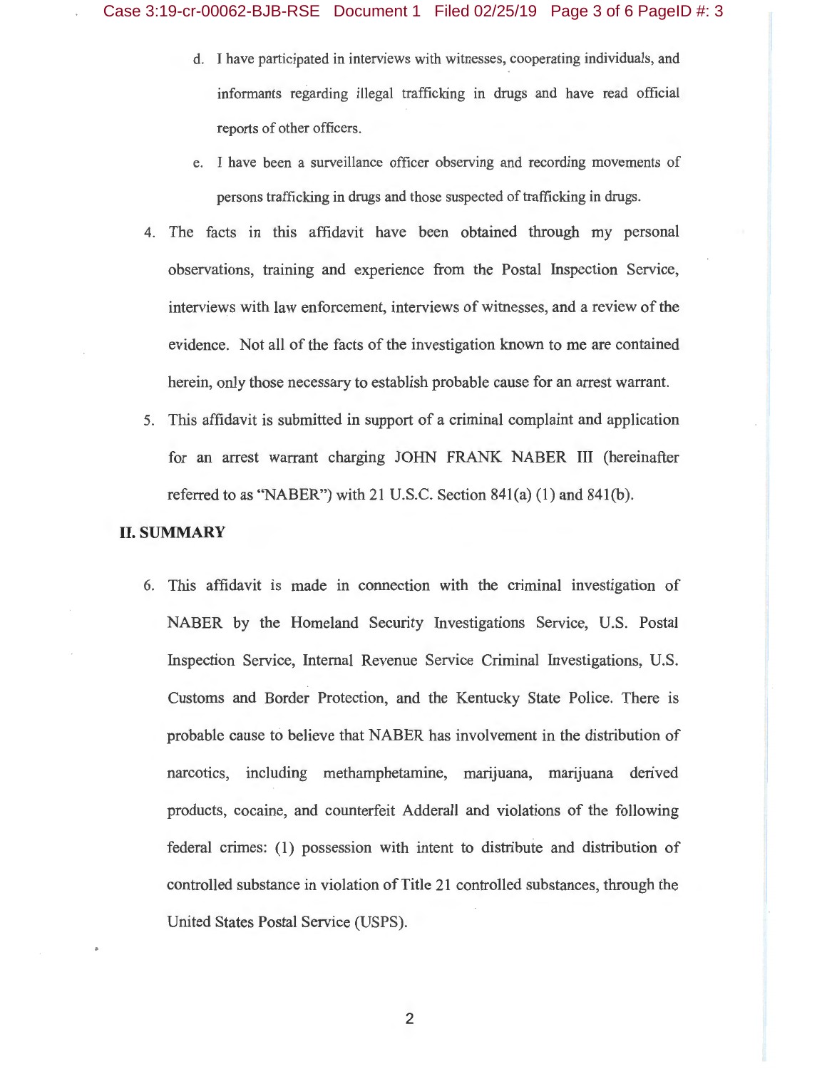d. I have participated in interviews with witnesses, cooperating individuals, and informants regarding illegal trafficking in drugs and have read official reports of other officers.

e. I have been a surveillance officer observing and recording movements of persons trafficking in drugs and those suspected of trafficking in drugs.

4. The facts in this affidavit have been obtained through my personal observations, training and experience from the Postal Inspection Service, interviews with law enforcement, interviews of witnesses, and a review of the evidence. Not all of the facts of the investigation known to me are contained herein, only those necessary to establish probable cause for an arrest warrant.

5. This affidavit is submitted in support of a criminal complaint and application for an arrest warrant charging JOHN FRANK NABER III (hereinafter referred to as "NABER") with 21 U.S.C. Section 841(a) (1) and 841(b).

## II. SUMMARY

6. This affidavit is made in connection with the criminal investigation of NABER by the Homeland Security Investigations Service, U.S. Postal Inspection Service, Internal Revenue Service Criminal Investigations, U.S. Customs and Border Protection, and the Kentucky State Police. There is probable cause to believe that NABER has involvement in the distribution of narcotics, including methamphetamine, marijuana, marijuana derived products, cocaine, and counterfeit Adderall and violations of the following federal crimes: (1) possession with intent to distribute and distribution of controlled substance in violation of Title 21 controlled substances, through the United States Postal Service (USPS).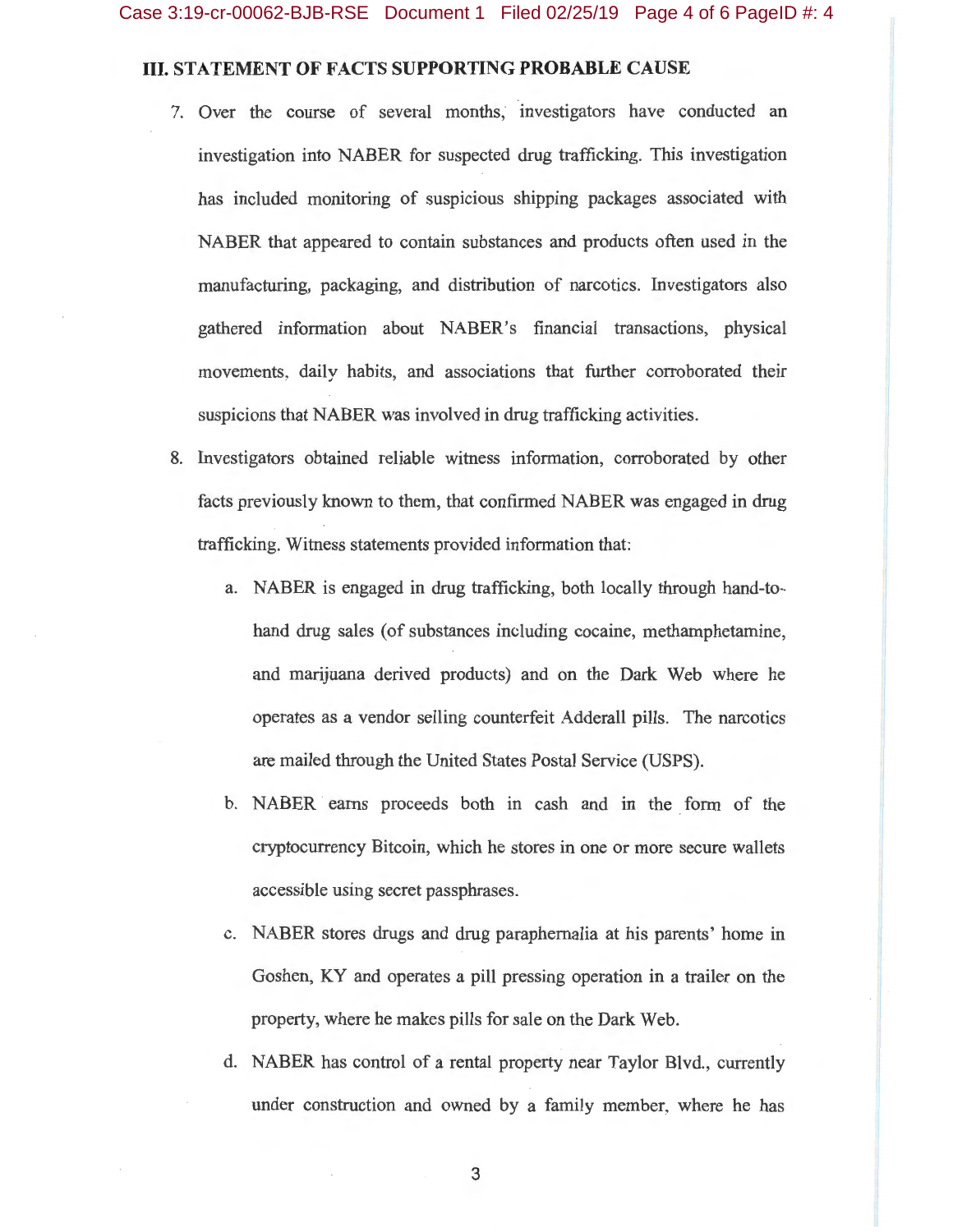### III. STATEMENT OF FACTS SUPPORTING PROBABLE CAUSE

7. Over the course of several months, investigators have conducted an investigation into NABER for suspected drug trafficking. This investigation has included monitoring of suspicious shipping packages associated with NABER that appeared to contain substances and products often used in the manufacturing, packaging, and distribution of narcotics. Investigators also gathered information about NABER's financial transactions, physical movements, daily habits, and associations that further corroborated their suspicions that NABER was involved in drug trafficking activities.

8. Investigators obtained reliable witness information, corroborated by other facts previously known to them, that confirmed NABER was engaged in drug trafficking. Witness statements provided information that:

   a. NABER is engaged in drug trafficking, both locally through hand-to-hand drug sales (of substances including cocaine, methamphetamine, and marijuana derived products) and on the Dark Web where he operates as a vendor selling counterfeit Adderall pills. The narcotics are mailed through the United States Postal Service (USPS).

   b. NABER earns proceeds both in cash and in the form of the cryptocurrency Bitcoin, which he stores in one or more secure wallets accessible using secret passphrases.

   c. NABER stores drugs and drug paraphernalia at his parents' home in Goshen, KY and operates a pill pressing operation in a trailer on the property, where he makes pills for sale on the Dark Web.

   d. NABER has control of a rental property near Taylor Blvd., currently under construction and owned by a family member, where he has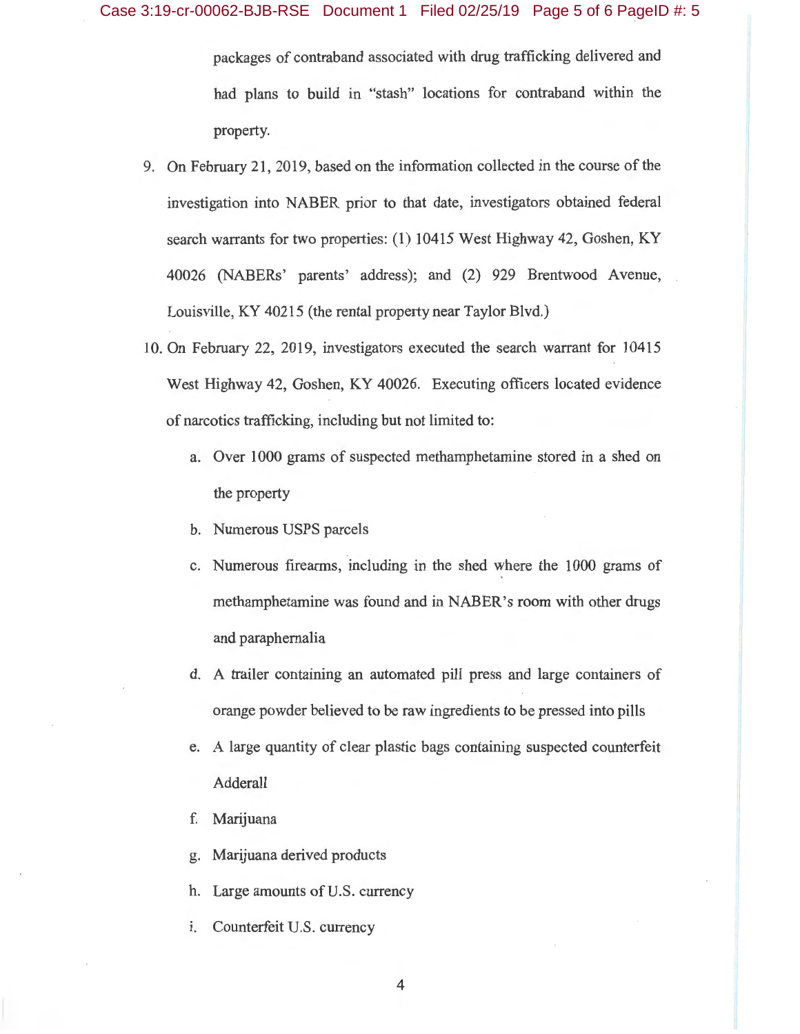packages of contraband associated with drug trafficking delivered and had plans to build in "stash" locations for contraband within the property.

9. On February 21, 2019, based on the information collected in the course of the investigation into NABER prior to that date, investigators obtained federal search warrants for two properties: (1) 10415 West Highway 42, Goshen, KY 40026 (NABERs' parents' address); and (2) 929 Brentwood Avenue, Louisville, KY 40215 (the rental property near Taylor Blvd.)

10. On February 22, 2019, investigators executed the search warrant for 10415 West Highway 42, Goshen, KY 40026. Executing officers located evidence of narcotics trafficking, including but not limited to:

    a. Over 1000 grams of suspected methamphetamine stored in a shed on the property

    b. Numerous USPS parcels

    c. Numerous firearms, including in the shed where the 1000 grams of methamphetamine was found and in NABER's room with other drugs and paraphernalia

    d. A trailer containing an automated pill press and large containers of orange powder believed to be raw ingredients to be pressed into pills

    e. A large quantity of clear plastic bags containing suspected counterfeit Adderall

    f. Marijuana

    g. Marijuana derived products

    h. Large amounts of U.S. currency

    i. Counterfeit U.S. currency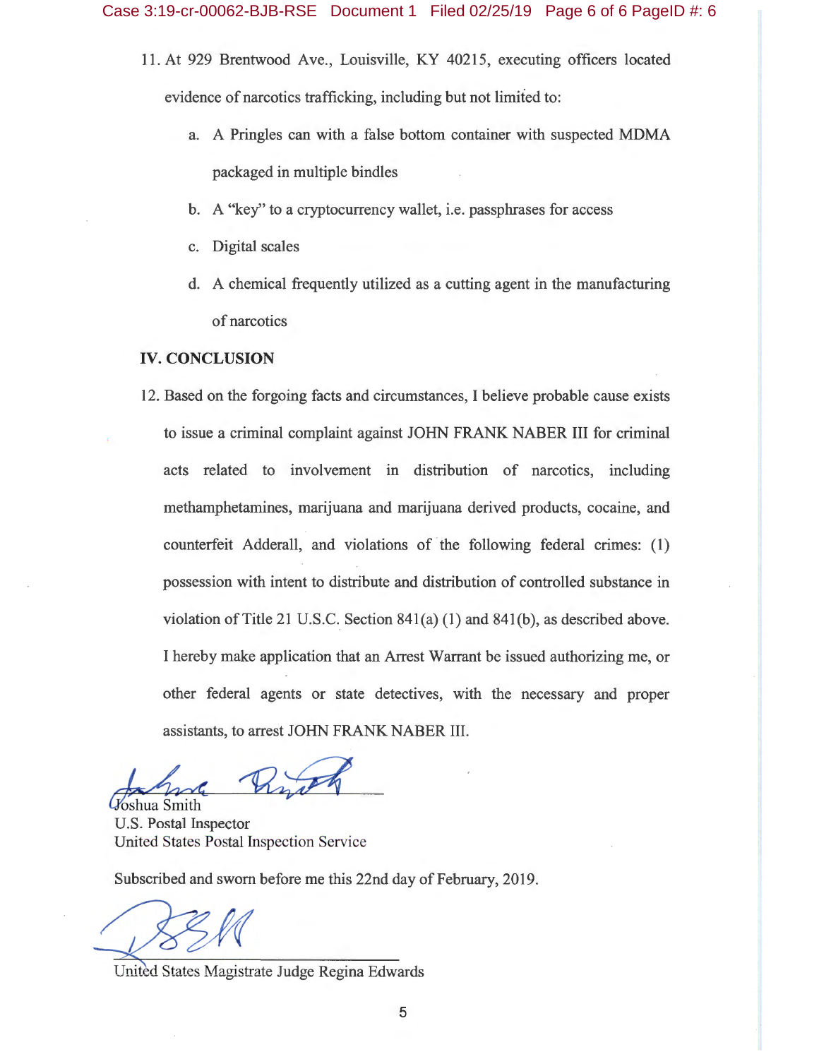11. At 929 Brentwood Ave., Louisville, KY 40215, executing officers located evidence of narcotics trafficking, including but not limited to:

    a. A Pringles can with a false bottom container with suspected MDMA packaged in multiple bindles

    b. A "key" to a cryptocurrency wallet, i.e. passphrases for access

    c. Digital scales

    d. A chemical frequently utilized as a cutting agent in the manufacturing of narcotics

## IV. CONCLUSION

12. Based on the forgoing facts and circumstances, I believe probable cause exists to issue a criminal complaint against JOHN FRANK NABER III for criminal acts related to involvement in distribution of narcotics, including methamphetamines, marijuana and marijuana derived products, cocaine, and counterfeit Adderall, and violations of the following federal crimes: (1) possession with intent to distribute and distribution of controlled substance in violation of Title 21 U.S.C. Section 841(a) (1) and 841(b), as described above. I hereby make application that an Arrest Warrant be issued authorizing me, or other federal agents or state detectives, with the necessary and proper assistants, to arrest JOHN FRANK NABER III.

Joshua Smith
U.S. Postal Inspector
United States Postal Inspection Service

Subscribed and sworn before me this 22nd day of February, 2019.

United States Magistrate Judge Regina Edwards